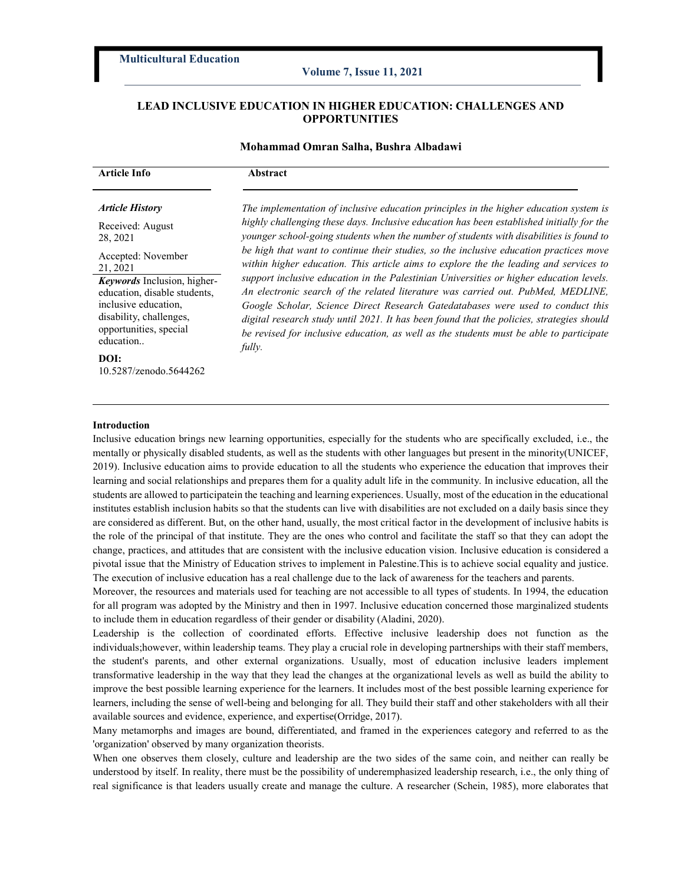# LEAD INCLUSIVE EDUCATION IN HIGHER EDUCATION: CHALLENGES AND OPPORTUNITIES

**Mohammad Omran Salha, Bushra Albadawi**

**Article Info**

***Article History***

Received: August 28, 2021

Accepted: November 21, 2021

***Keywords*** Inclusion, higher-education, disable students, inclusive education, disability, challenges, opportunities, special education..

**DOI:**
10.5287/zenodo.5644262

**Abstract**

*The implementation of inclusive education principles in the higher education system is highly challenging these days. Inclusive education has been established initially for the younger school-going students when the number of students with disabilities is found to be high that want to continue their studies, so the inclusive education practices move within higher education. This article aims to explore the the leading and services to support inclusive education in the Palestinian Universities or higher education levels. An electronic search of the related literature was carried out. PubMed, MEDLINE, Google Scholar, Science Direct Research Gatedatabases were used to conduct this digital research study until 2021. It has been found that the policies, strategies should be revised for inclusive education, as well as the students must be able to participate fully.*

## Introduction

Inclusive education brings new learning opportunities, especially for the students who are specifically excluded, i.e., the mentally or physically disabled students, as well as the students with other languages but present in the minority(UNICEF, 2019). Inclusive education aims to provide education to all the students who experience the education that improves their learning and social relationships and prepares them for a quality adult life in the community. In inclusive education, all the students are allowed to participatein the teaching and learning experiences. Usually, most of the education in the educational institutes establish inclusion habits so that the students can live with disabilities are not excluded on a daily basis since they are considered as different. But, on the other hand, usually, the most critical factor in the development of inclusive habits is the role of the principal of that institute. They are the ones who control and facilitate the staff so that they can adopt the change, practices, and attitudes that are consistent with the inclusive education vision. Inclusive education is considered a pivotal issue that the Ministry of Education strives to implement in Palestine.This is to achieve social equality and justice. The execution of inclusive education has a real challenge due to the lack of awareness for the teachers and parents.

Moreover, the resources and materials used for teaching are not accessible to all types of students. In 1994, the education for all program was adopted by the Ministry and then in 1997. Inclusive education concerned those marginalized students to include them in education regardless of their gender or disability (Aladini, 2020).

Leadership is the collection of coordinated efforts. Effective inclusive leadership does not function as the individuals;however, within leadership teams. They play a crucial role in developing partnerships with their staff members, the student's parents, and other external organizations. Usually, most of education inclusive leaders implement transformative leadership in the way that they lead the changes at the organizational levels as well as build the ability to improve the best possible learning experience for the learners. It includes most of the best possible learning experience for learners, including the sense of well-being and belonging for all. They build their staff and other stakeholders with all their available sources and evidence, experience, and expertise(Orridge, 2017).

Many metamorphs and images are bound, differentiated, and framed in the experiences category and referred to as the 'organization' observed by many organization theorists.

When one observes them closely, culture and leadership are the two sides of the same coin, and neither can really be understood by itself. In reality, there must be the possibility of underemphasized leadership research, i.e., the only thing of real significance is that leaders usually create and manage the culture. A researcher (Schein, 1985), more elaborates that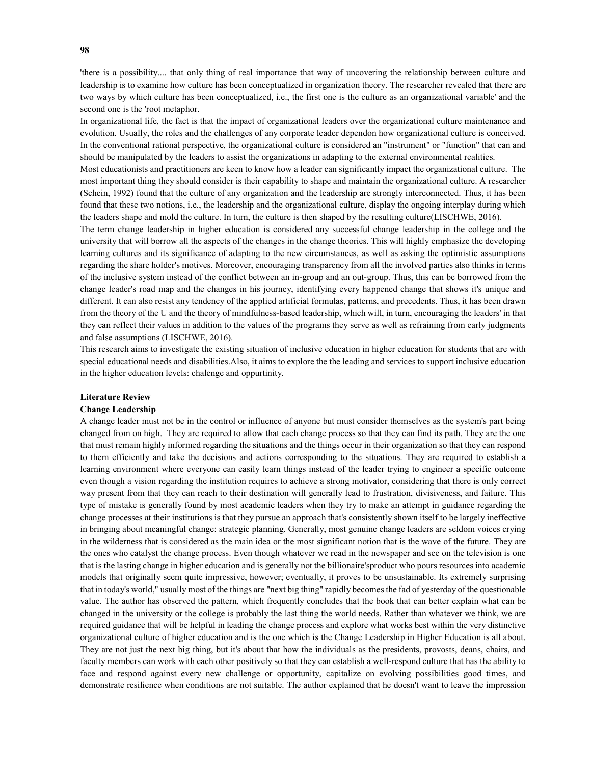'there is a possibility.... that only thing of real importance that way of uncovering the relationship between culture and leadership is to examine how culture has been conceptualized in organization theory. The researcher revealed that there are two ways by which culture has been conceptualized, i.e., the first one is the culture as an organizational variable' and the second one is the 'root metaphor.

In organizational life, the fact is that the impact of organizational leaders over the organizational culture maintenance and evolution. Usually, the roles and the challenges of any corporate leader dependon how organizational culture is conceived. In the conventional rational perspective, the organizational culture is considered an "instrument" or "function" that can and should be manipulated by the leaders to assist the organizations in adapting to the external environmental realities.

Most educationists and practitioners are keen to know how a leader can significantly impact the organizational culture. The most important thing they should consider is their capability to shape and maintain the organizational culture. A researcher (Schein, 1992) found that the culture of any organization and the leadership are strongly interconnected. Thus, it has been found that these two notions, i.e., the leadership and the organizational culture, display the ongoing interplay during which the leaders shape and mold the culture. In turn, the culture is then shaped by the resulting culture(LISCHWE, 2016).

The term change leadership in higher education is considered any successful change leadership in the college and the university that will borrow all the aspects of the changes in the change theories. This will highly emphasize the developing learning cultures and its significance of adapting to the new circumstances, as well as asking the optimistic assumptions regarding the share holder's motives. Moreover, encouraging transparency from all the involved parties also thinks in terms of the inclusive system instead of the conflict between an in-group and an out-group. Thus, this can be borrowed from the change leader's road map and the changes in his journey, identifying every happened change that shows it's unique and different. It can also resist any tendency of the applied artificial formulas, patterns, and precedents. Thus, it has been drawn from the theory of the U and the theory of mindfulness-based leadership, which will, in turn, encouraging the leaders' in that they can reflect their values in addition to the values of the programs they serve as well as refraining from early judgments and false assumptions (LISCHWE, 2016).

This research aims to investigate the existing situation of inclusive education in higher education for students that are with special educational needs and disabilities.Also, it aims to explore the the leading and services to support inclusive education in the higher education levels: chalenge and oppurtinity.

## Literature Review

### Change Leadership

A change leader must not be in the control or influence of anyone but must consider themselves as the system's part being changed from on high. They are required to allow that each change process so that they can find its path. They are the one that must remain highly informed regarding the situations and the things occur in their organization so that they can respond to them efficiently and take the decisions and actions corresponding to the situations. They are required to establish a learning environment where everyone can easily learn things instead of the leader trying to engineer a specific outcome even though a vision regarding the institution requires to achieve a strong motivator, considering that there is only correct way present from that they can reach to their destination will generally lead to frustration, divisiveness, and failure. This type of mistake is generally found by most academic leaders when they try to make an attempt in guidance regarding the change processes at their institutions is that they pursue an approach that's consistently shown itself to be largely ineffective in bringing about meaningful change: strategic planning. Generally, most genuine change leaders are seldom voices crying in the wilderness that is considered as the main idea or the most significant notion that is the wave of the future. They are the ones who catalyst the change process. Even though whatever we read in the newspaper and see on the television is one that is the lasting change in higher education and is generally not the billionaire'sproduct who pours resources into academic models that originally seem quite impressive, however; eventually, it proves to be unsustainable. Its extremely surprising that in today's world," usually most of the things are "next big thing" rapidly becomes the fad of yesterday of the questionable value. The author has observed the pattern, which frequently concludes that the book that can better explain what can be changed in the university or the college is probably the last thing the world needs. Rather than whatever we think, we are required guidance that will be helpful in leading the change process and explore what works best within the very distinctive organizational culture of higher education and is the one which is the Change Leadership in Higher Education is all about. They are not just the next big thing, but it's about that how the individuals as the presidents, provosts, deans, chairs, and faculty members can work with each other positively so that they can establish a well-respond culture that has the ability to face and respond against every new challenge or opportunity, capitalize on evolving possibilities good times, and demonstrate resilience when conditions are not suitable. The author explained that he doesn't want to leave the impression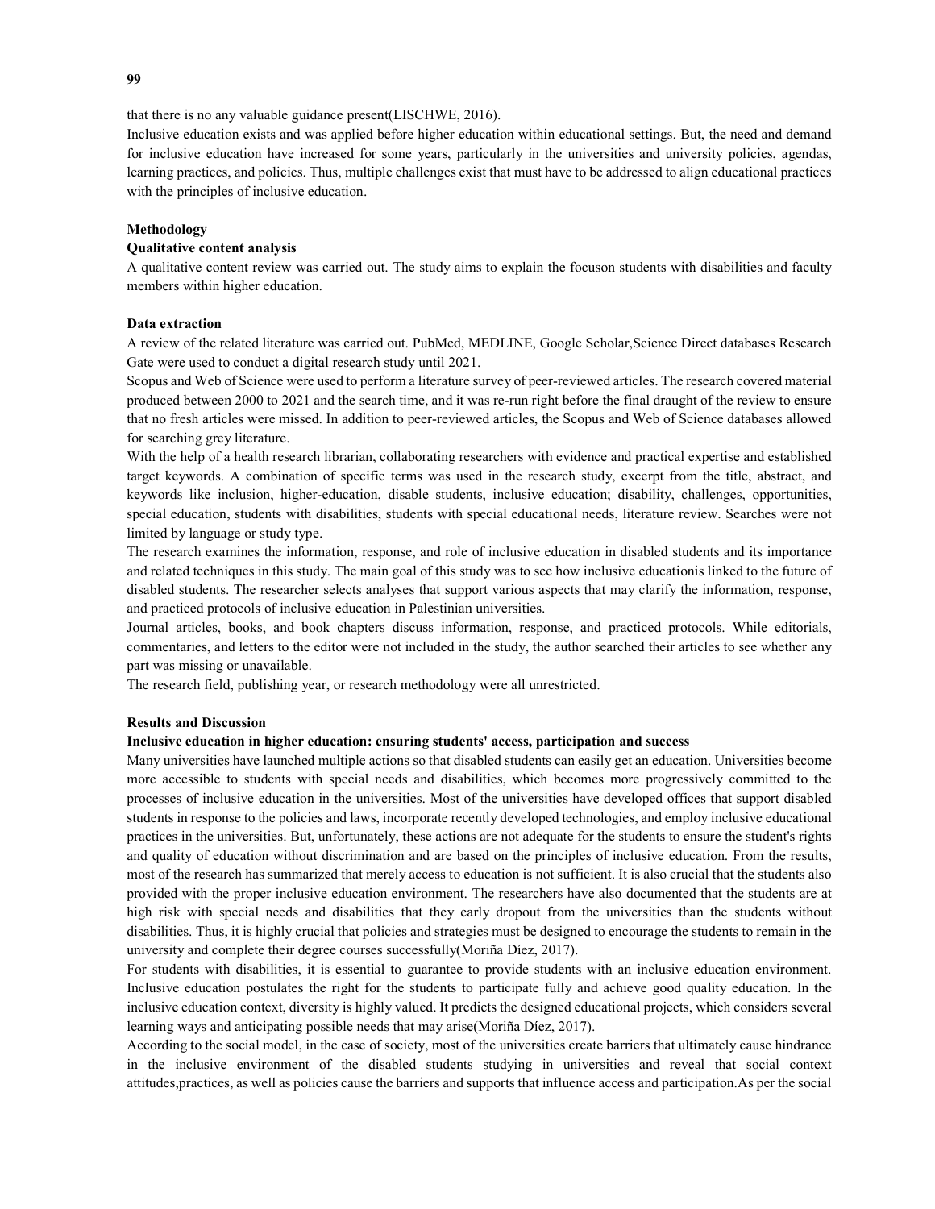that there is no any valuable guidance present(LISCHWE, 2016).

Inclusive education exists and was applied before higher education within educational settings. But, the need and demand for inclusive education have increased for some years, particularly in the universities and university policies, agendas, learning practices, and policies. Thus, multiple challenges exist that must have to be addressed to align educational practices with the principles of inclusive education.

## Methodology

### Qualitative content analysis

A qualitative content review was carried out. The study aims to explain the focuson students with disabilities and faculty members within higher education.

### Data extraction

A review of the related literature was carried out. PubMed, MEDLINE, Google Scholar,Science Direct databases Research Gate were used to conduct a digital research study until 2021.

Scopus and Web of Science were used to perform a literature survey of peer-reviewed articles. The research covered material produced between 2000 to 2021 and the search time, and it was re-run right before the final draught of the review to ensure that no fresh articles were missed. In addition to peer-reviewed articles, the Scopus and Web of Science databases allowed for searching grey literature.

With the help of a health research librarian, collaborating researchers with evidence and practical expertise and established target keywords. A combination of specific terms was used in the research study, excerpt from the title, abstract, and keywords like inclusion, higher-education, disable students, inclusive education; disability, challenges, opportunities, special education, students with disabilities, students with special educational needs, literature review. Searches were not limited by language or study type.

The research examines the information, response, and role of inclusive education in disabled students and its importance and related techniques in this study. The main goal of this study was to see how inclusive educationis linked to the future of disabled students. The researcher selects analyses that support various aspects that may clarify the information, response, and practiced protocols of inclusive education in Palestinian universities.

Journal articles, books, and book chapters discuss information, response, and practiced protocols. While editorials, commentaries, and letters to the editor were not included in the study, the author searched their articles to see whether any part was missing or unavailable.

The research field, publishing year, or research methodology were all unrestricted.

## Results and Discussion

### Inclusive education in higher education: ensuring students' access, participation and success

Many universities have launched multiple actions so that disabled students can easily get an education. Universities become more accessible to students with special needs and disabilities, which becomes more progressively committed to the processes of inclusive education in the universities. Most of the universities have developed offices that support disabled students in response to the policies and laws, incorporate recently developed technologies, and employ inclusive educational practices in the universities. But, unfortunately, these actions are not adequate for the students to ensure the student's rights and quality of education without discrimination and are based on the principles of inclusive education. From the results, most of the research has summarized that merely access to education is not sufficient. It is also crucial that the students also provided with the proper inclusive education environment. The researchers have also documented that the students are at high risk with special needs and disabilities that they early dropout from the universities than the students without disabilities. Thus, it is highly crucial that policies and strategies must be designed to encourage the students to remain in the university and complete their degree courses successfully(Moriña Díez, 2017).

For students with disabilities, it is essential to guarantee to provide students with an inclusive education environment. Inclusive education postulates the right for the students to participate fully and achieve good quality education. In the inclusive education context, diversity is highly valued. It predicts the designed educational projects, which considers several learning ways and anticipating possible needs that may arise(Moriña Díez, 2017).

According to the social model, in the case of society, most of the universities create barriers that ultimately cause hindrance in the inclusive environment of the disabled students studying in universities and reveal that social context attitudes,practices, as well as policies cause the barriers and supports that influence access and participation.As per the social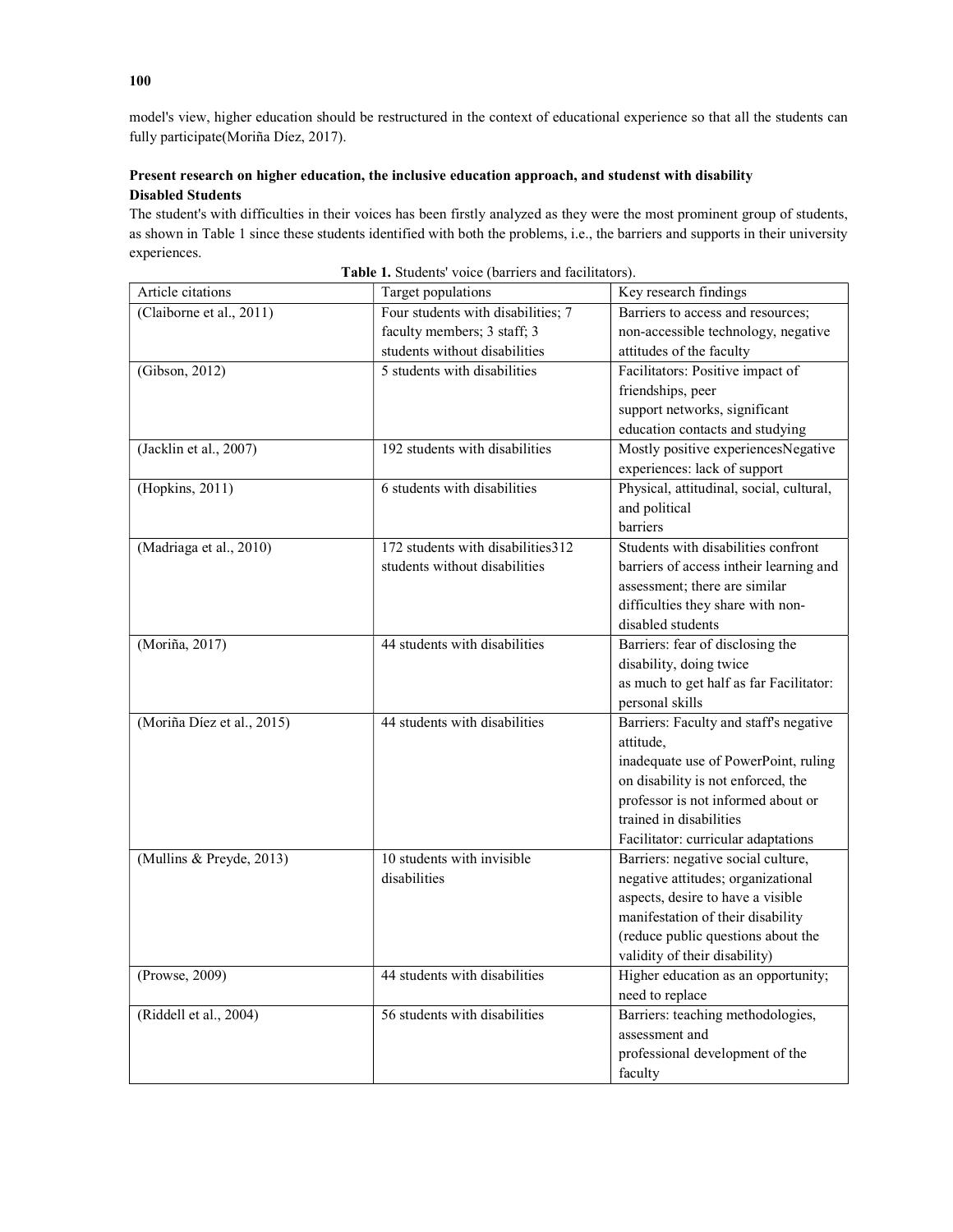model's view, higher education should be restructured in the context of educational experience so that all the students can fully participate(Moriña Díez, 2017).

### Present research on higher education, the inclusive education approach, and studesnt with disability

#### Disabled Students

The student's with difficulties in their voices has been firstly analyzed as they were the most prominent group of students, as shown in Table 1 since these students identified with both the problems, i.e., the barriers and supports in their university experiences.

**Table 1.** Students' voice (barriers and facilitators).

| Article citations | Target populations | Key research findings |
|---|---|---|
| (Claiborne et al., 2011) | Four students with disabilities; 7 faculty members; 3 staff; 3 students without disabilities | Barriers to access and resources; non-accessible technology, negative attitudes of the faculty |
| (Gibson, 2012) | 5 students with disabilities | Facilitators: Positive impact of friendships, peer support networks, significant education contacts and studying |
| (Jacklin et al., 2007) | 192 students with disabilities | Mostly positive experiencesNegative experiences: lack of support |
| (Hopkins, 2011) | 6 students with disabilities | Physical, attitudinal, social, cultural, and political barriers |
| (Madriaga et al., 2010) | 172 students with disabilities312 students without disabilities | Students with disabilities confront barriers of access intheir learning and assessment; there are similar difficulties they share with non-disabled students |
| (Moriña, 2017) | 44 students with disabilities | Barriers: fear of disclosing the disability, doing twice as much to get half as far Facilitator: personal skills |
| (Moriña Díez et al., 2015) | 44 students with disabilities | Barriers: Faculty and staff's negative attitude, inadequate use of PowerPoint, ruling on disability is not enforced, the professor is not informed about or trained in disabilities Facilitator: curricular adaptations |
| (Mullins & Preyde, 2013) | 10 students with invisible disabilities | Barriers: negative social culture, negative attitudes; organizational aspects, desire to have a visible manifestation of their disability (reduce public questions about the validity of their disability) |
| (Prowse, 2009) | 44 students with disabilities | Higher education as an opportunity; need to replace |
| (Riddell et al., 2004) | 56 students with disabilities | Barriers: teaching methodologies, assessment and professional development of the faculty |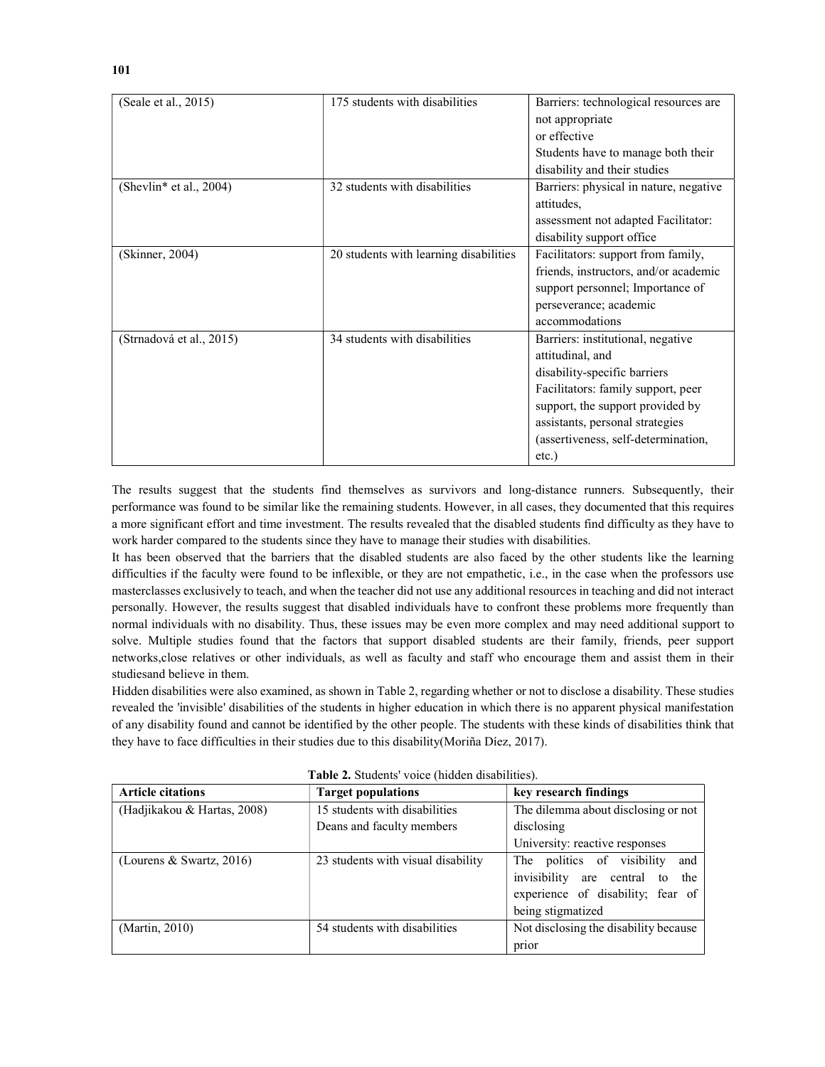| (Seale et al., 2015) | 175 students with disabilities | Barriers: technological resources are not appropriate or effective Students have to manage both their disability and their studies |
|---|---|---|
| (Shevlin* et al., 2004) | 32 students with disabilities | Barriers: physical in nature, negative attitudes, assessment not adapted Facilitator: disability support office |
| (Skinner, 2004) | 20 students with learning disabilities | Facilitators: support from family, friends, instructors, and/or academic support personnel; Importance of perseverance; academic accommodations |
| (Strnadová et al., 2015) | 34 students with disabilities | Barriers: institutional, negative attitudinal, and disability-specific barriers Facilitators: family support, peer support, the support provided by assistants, personal strategies (assertiveness, self-determination, etc.) |

The results suggest that the students find themselves as survivors and long-distance runners. Subsequently, their performance was found to be similar like the remaining students. However, in all cases, they documented that this requires a more significant effort and time investment. The results revealed that the disabled students find difficulty as they have to work harder compared to the students since they have to manage their studies with disabilities.

It has been observed that the barriers that the disabled students are also faced by the other students like the learning difficulties if the faculty were found to be inflexible, or they are not empathetic, i.e., in the case when the professors use masterclasses exclusively to teach, and when the teacher did not use any additional resources in teaching and did not interact personally. However, the results suggest that disabled individuals have to confront these problems more frequently than normal individuals with no disability. Thus, these issues may be even more complex and may need additional support to solve. Multiple studies found that the factors that support disabled students are their family, friends, peer support networks,close relatives or other individuals, as well as faculty and staff who encourage them and assist them in their studiesand believe in them.

Hidden disabilities were also examined, as shown in Table 2, regarding whether or not to disclose a disability. These studies revealed the 'invisible' disabilities of the students in higher education in which there is no apparent physical manifestation of any disability found and cannot be identified by the other people. The students with these kinds of disabilities think that they have to face difficulties in their studies due to this disability(Moriña Díez, 2017).

**Table 2.** Students' voice (hidden disabilities).

| Article citations | Target populations | key research findings |
|---|---|---|
| (Hadjikakou & Hartas, 2008) | 15 students with disabilities Deans and faculty members | The dilemma about disclosing or not disclosing University: reactive responses |
| (Lourens & Swartz, 2016) | 23 students with visual disability | The politics of visibility and invisibility are central to the experience of disability; fear of being stigmatized |
| (Martin, 2010) | 54 students with disabilities | Not disclosing the disability because prior |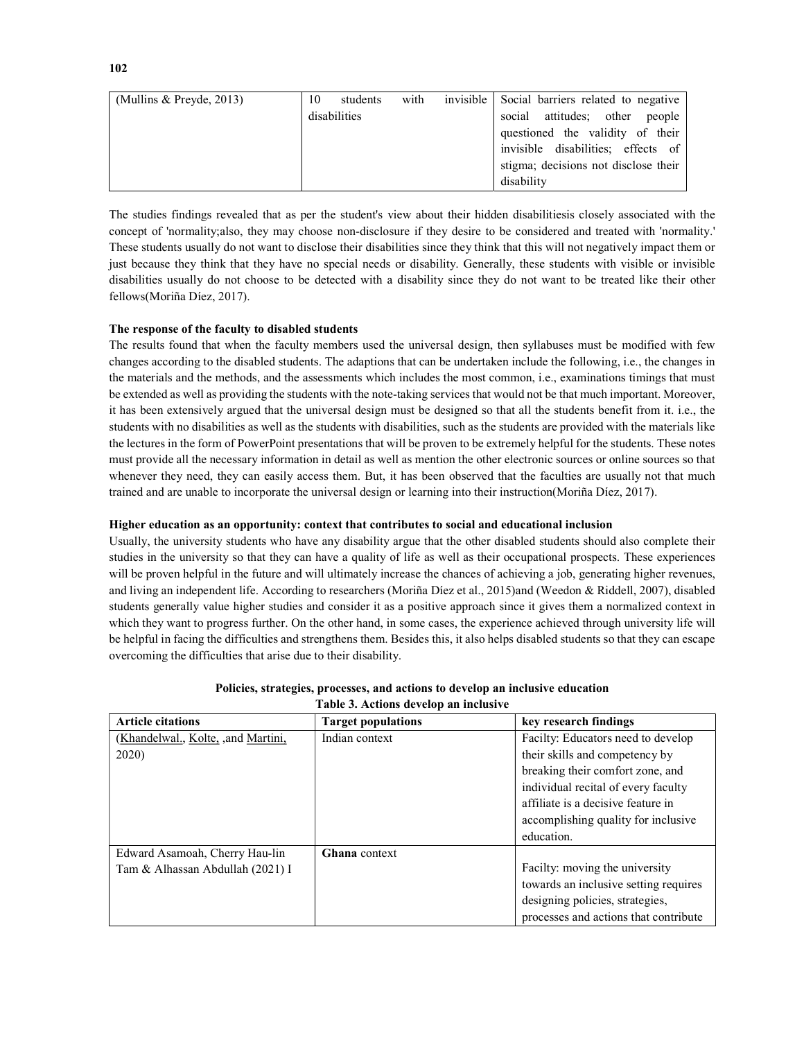| (Mullins & Preyde, 2013) | 10 students with invisible disabilities | Social barriers related to negative social attitudes; other people questioned the validity of their invisible disabilities; effects of stigma; decisions not disclose their disability |
|---|---|---|

The studies findings revealed that as per the student's view about their hidden disabilitiesis closely associated with the concept of 'normality;also, they may choose non-disclosure if they desire to be considered and treated with 'normality.' These students usually do not want to disclose their disabilities since they think that this will not negatively impact them or just because they think that they have no special needs or disability. Generally, these students with visible or invisible disabilities usually do not choose to be detected with a disability since they do not want to be treated like their other fellows(Moriña Díez, 2017).

**The response of the faculty to disabled students**

The results found that when the faculty members used the universal design, then syllabuses must be modified with few changes according to the disabled students. The adaptions that can be undertaken include the following, i.e., the changes in the materials and the methods, and the assessments which includes the most common, i.e., examinations timings that must be extended as well as providing the students with the note-taking services that would not be that much important. Moreover, it has been extensively argued that the universal design must be designed so that all the students benefit from it. i.e., the students with no disabilities as well as the students with disabilities, such as the students are provided with the materials like the lectures in the form of PowerPoint presentations that will be proven to be extremely helpful for the students. These notes must provide all the necessary information in detail as well as mention the other electronic sources or online sources so that whenever they need, they can easily access them. But, it has been observed that the faculties are usually not that much trained and are unable to incorporate the universal design or learning into their instruction(Moriña Díez, 2017).

**Higher education as an opportunity: context that contributes to social and educational inclusion**

Usually, the university students who have any disability argue that the other disabled students should also complete their studies in the university so that they can have a quality of life as well as their occupational prospects. These experiences will be proven helpful in the future and will ultimately increase the chances of achieving a job, generating higher revenues, and living an independent life. According to researchers (Moriña Díez et al., 2015)and (Weedon & Riddell, 2007), disabled students generally value higher studies and consider it as a positive approach since it gives them a normalized context in which they want to progress further. On the other hand, in some cases, the experience achieved through university life will be helpful in facing the difficulties and strengthens them. Besides this, it also helps disabled students so that they can escape overcoming the difficulties that arise due to their disability.

**Policies, strategies, processes, and actions to develop an inclusive education**

**Table 3. Actions develop an inclusive**

| Article citations | Target populations | key research findings |
|---|---|---|
| (Khandelwal., Kolte, ,and Martini, 2020) | Indian context | Facilty: Educators need to develop their skills and competency by breaking their comfort zone, and individual recital of every faculty affiliate is a decisive feature in accomplishing quality for inclusive education. |
| Edward Asamoah, Cherry Hau-lin Tam & Alhassan Abdullah (2021) I | **Ghana** context | Facilty: moving the university towards an inclusive setting requires designing policies, strategies, processes and actions that contribute |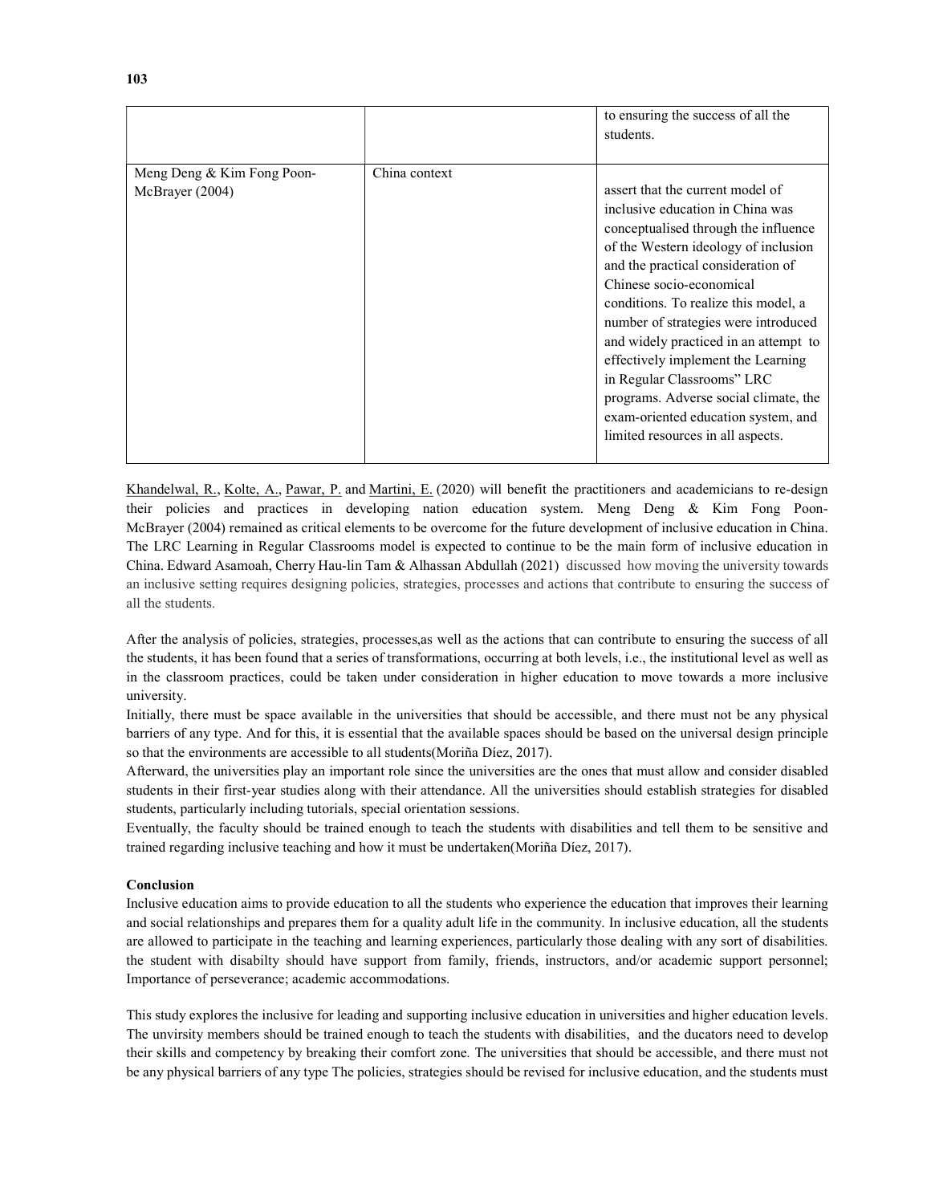| | | to ensuring the success of all the students. |
|---|---|---|
| Meng Deng & Kim Fong Poon-McBrayer (2004) | China context | assert that the current model of inclusive education in China was conceptualised through the influence of the Western ideology of inclusion and the practical consideration of Chinese socio-economical conditions. To realize this model, a number of strategies were introduced and widely practiced in an attempt to effectively implement the Learning in Regular Classrooms" LRC programs. Adverse social climate, the exam-oriented education system, and limited resources in all aspects. |

Khandelwal, R., Kolte, A., Pawar, P. and Martini, E. (2020) will benefit the practitioners and academicians to re-design their policies and practices in developing nation education system. Meng Deng & Kim Fong Poon-McBrayer (2004) remained as critical elements to be overcome for the future development of inclusive education in China. The LRC Learning in Regular Classrooms model is expected to continue to be the main form of inclusive education in China. Edward Asamoah, Cherry Hau-lin Tam & Alhassan Abdullah (2021) discussed how moving the university towards an inclusive setting requires designing policies, strategies, processes and actions that contribute to ensuring the success of all the students.

After the analysis of policies, strategies, processes,as well as the actions that can contribute to ensuring the success of all the students, it has been found that a series of transformations, occurring at both levels, i.e., the institutional level as well as in the classroom practices, could be taken under consideration in higher education to move towards a more inclusive university.

Initially, there must be space available in the universities that should be accessible, and there must not be any physical barriers of any type. And for this, it is essential that the available spaces should be based on the universal design principle so that the environments are accessible to all students(Moriña Díez, 2017).

Afterward, the universities play an important role since the universities are the ones that must allow and consider disabled students in their first-year studies along with their attendance. All the universities should establish strategies for disabled students, particularly including tutorials, special orientation sessions.

Eventually, the faculty should be trained enough to teach the students with disabilities and tell them to be sensitive and trained regarding inclusive teaching and how it must be undertaken(Moriña Díez, 2017).

**Conclusion**

Inclusive education aims to provide education to all the students who experience the education that improves their learning and social relationships and prepares them for a quality adult life in the community. In inclusive education, all the students are allowed to participate in the teaching and learning experiences, particularly those dealing with any sort of disabilities. the student with disabilty should have support from family, friends, instructors, and/or academic support personnel; Importance of perseverance; academic accommodations.

This study explores the inclusive for leading and supporting inclusive education in universities and higher education levels. The unvirsity members should be trained enough to teach the students with disabilities, and the ducators need to develop their skills and competency by breaking their comfort zone. The universities that should be accessible, and there must not be any physical barriers of any type The policies, strategies should be revised for inclusive education, and the students must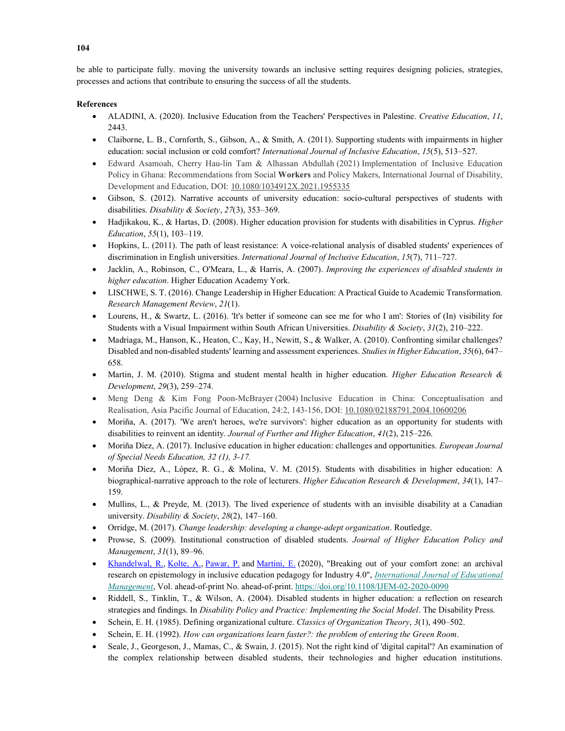be able to participate fully. moving the university towards an inclusive setting requires designing policies, strategies, processes and actions that contribute to ensuring the success of all the students.

**References**

- ALADINI, A. (2020). Inclusive Education from the Teachers' Perspectives in Palestine. *Creative Education*, *11*, 2443.
- Claiborne, L. B., Cornforth, S., Gibson, A., & Smith, A. (2011). Supporting students with impairments in higher education: social inclusion or cold comfort? *International Journal of Inclusive Education*, *15*(5), 513–527.
- Edward Asamoah, Cherry Hau-lin Tam & Alhassan Abdullah (2021) Implementation of Inclusive Education Policy in Ghana: Recommendations from Social **Workers** and Policy Makers, International Journal of Disability, Development and Education, DOI: 10.1080/1034912X.2021.1955335
- Gibson, S. (2012). Narrative accounts of university education: socio-cultural perspectives of students with disabilities. *Disability & Society*, *27*(3), 353–369.
- Hadjikakou, K., & Hartas, D. (2008). Higher education provision for students with disabilities in Cyprus. *Higher Education*, *55*(1), 103–119.
- Hopkins, L. (2011). The path of least resistance: A voice-relational analysis of disabled students' experiences of discrimination in English universities. *International Journal of Inclusive Education*, *15*(7), 711–727.
- Jacklin, A., Robinson, C., O'Meara, L., & Harris, A. (2007). *Improving the experiences of disabled students in higher education*. Higher Education Academy York.
- LISCHWE, S. T. (2016). Change Leadership in Higher Education: A Practical Guide to Academic Transformation. *Research Management Review*, *21*(1).
- Lourens, H., & Swartz, L. (2016). 'It's better if someone can see me for who I am': Stories of (In) visibility for Students with a Visual Impairment within South African Universities. *Disability & Society*, *31*(2), 210–222.
- Madriaga, M., Hanson, K., Heaton, C., Kay, H., Newitt, S., & Walker, A. (2010). Confronting similar challenges? Disabled and non-disabled students' learning and assessment experiences. *Studies in Higher Education*, *35*(6), 647–658.
- Martin, J. M. (2010). Stigma and student mental health in higher education. *Higher Education Research & Development*, *29*(3), 259–274.
- Meng Deng & Kim Fong Poon-McBrayer (2004) Inclusive Education in China: Conceptualisation and Realisation, Asia Pacific Journal of Education, 24:2, 143-156, DOI: 10.1080/02188791.2004.10600206
- Moriña, A. (2017). 'We aren't heroes, we're survivors': higher education as an opportunity for students with disabilities to reinvent an identity. *Journal of Further and Higher Education*, *41*(2), 215–226.
- Moriña Díez, A. (2017). Inclusive education in higher education: challenges and opportunities. *European Journal of Special Needs Education, 32 (1), 3-17.*
- Moriña Díez, A., López, R. G., & Molina, V. M. (2015). Students with disabilities in higher education: A biographical-narrative approach to the role of lecturers. *Higher Education Research & Development*, *34*(1), 147–159.
- Mullins, L., & Preyde, M. (2013). The lived experience of students with an invisible disability at a Canadian university. *Disability & Society*, *28*(2), 147–160.
- Orridge, M. (2017). *Change leadership: developing a change-adept organization*. Routledge.
- Prowse, S. (2009). Institutional construction of disabled students. *Journal of Higher Education Policy and Management*, *31*(1), 89–96.
- Khandelwal, R., Kolte, A., Pawar, P. and Martini, E. (2020), "Breaking out of your comfort zone: an archival research on epistemology in inclusive education pedagogy for Industry 4.0", *International Journal of Educational Management*, Vol. ahead-of-print No. ahead-of-print. https://doi.org/10.1108/IJEM-02-2020-0090
- Riddell, S., Tinklin, T., & Wilson, A. (2004). Disabled students in higher education: a reflection on research strategies and findings. In *Disability Policy and Practice: Implementing the Social Model*. The Disability Press.
- Schein, E. H. (1985). Defining organizational culture. *Classics of Organization Theory*, *3*(1), 490–502.
- Schein, E. H. (1992). *How can organizations learn faster?: the problem of entering the Green Room*.
- Seale, J., Georgeson, J., Mamas, C., & Swain, J. (2015). Not the right kind of 'digital capital'? An examination of the complex relationship between disabled students, their technologies and higher education institutions.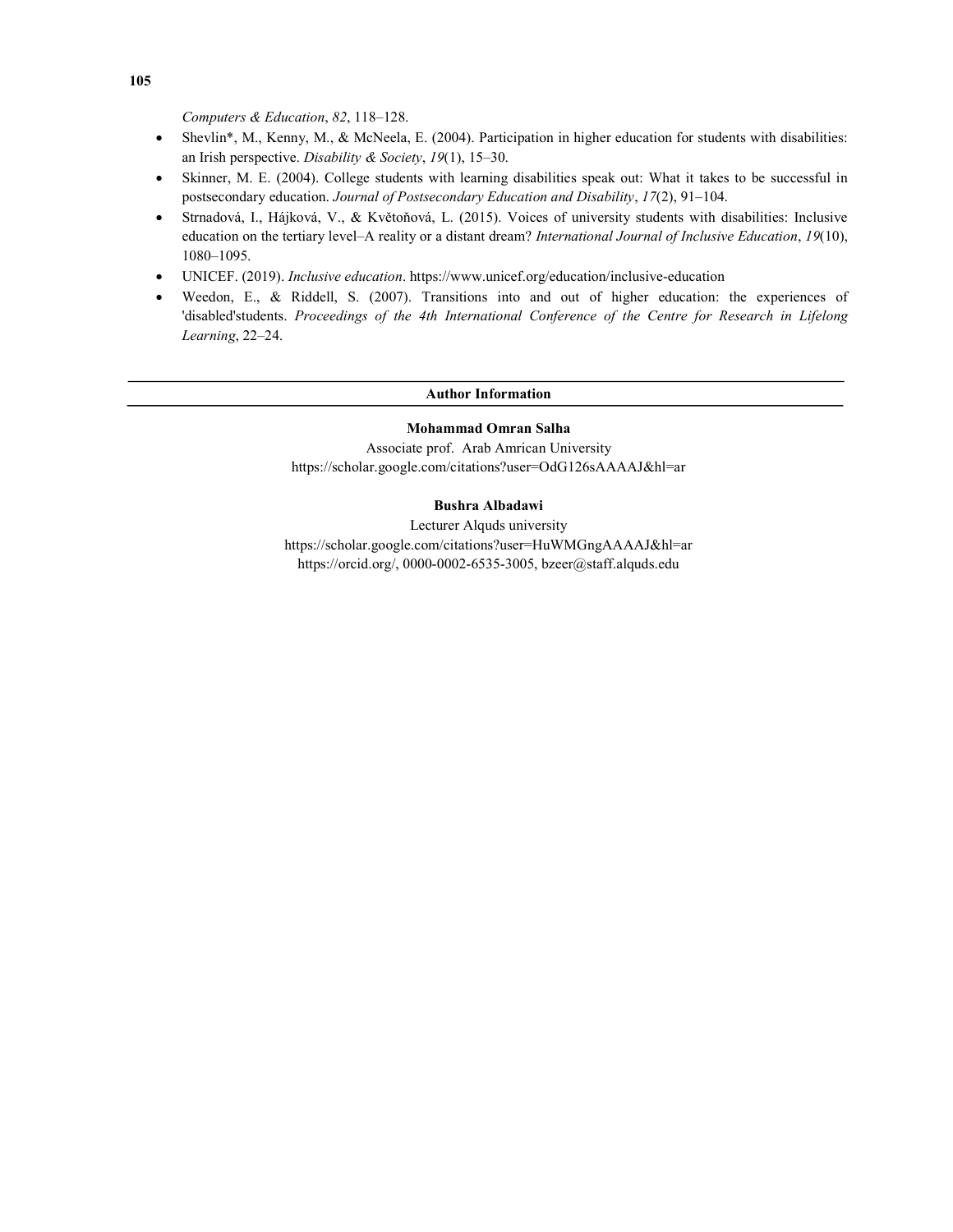*Computers & Education*, *82*, 118–128.

- Shevlin*, M., Kenny, M., & McNeela, E. (2004). Participation in higher education for students with disabilities: an Irish perspective. *Disability & Society*, *19*(1), 15–30.
- Skinner, M. E. (2004). College students with learning disabilities speak out: What it takes to be successful in postsecondary education. *Journal of Postsecondary Education and Disability*, *17*(2), 91–104.
- Strnadová, I., Hájková, V., & Květoňová, L. (2015). Voices of university students with disabilities: Inclusive education on the tertiary level–A reality or a distant dream? *International Journal of Inclusive Education*, *19*(10), 1080–1095.
- UNICEF. (2019). *Inclusive education*. https://www.unicef.org/education/inclusive-education
- Weedon, E., & Riddell, S. (2007). Transitions into and out of higher education: the experiences of 'disabled'students. *Proceedings of the 4th International Conference of the Centre for Research in Lifelong Learning*, 22–24.

## Author Information

**Mohammad Omran Salha**
Associate prof. Arab Amrican University
https://scholar.google.com/citations?user=OdG126sAAAAJ&hl=ar

**Bushra Albadawi**
Lecturer Alquds university
https://scholar.google.com/citations?user=HuWMGngAAAAJ&hl=ar
https://orcid.org/, 0000-0002-6535-3005, bzeer@staff.alquds.edu